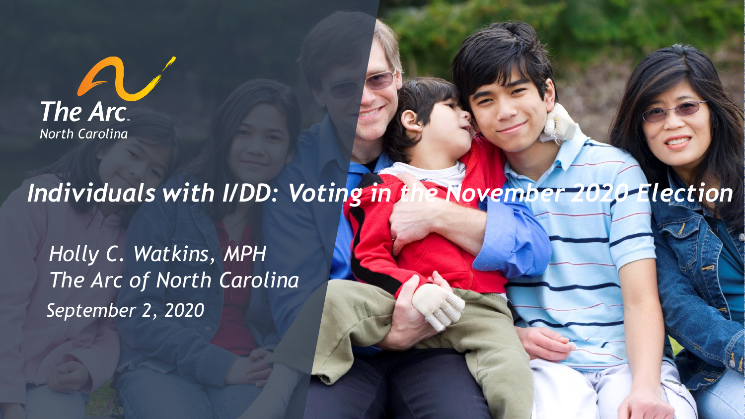The Arc
North Carolina

# *Individuals with I/DD: Voting in the November 2020 Election*

*Holly C. Watkins, MPH*
*The Arc of North Carolina*
*September 2, 2020*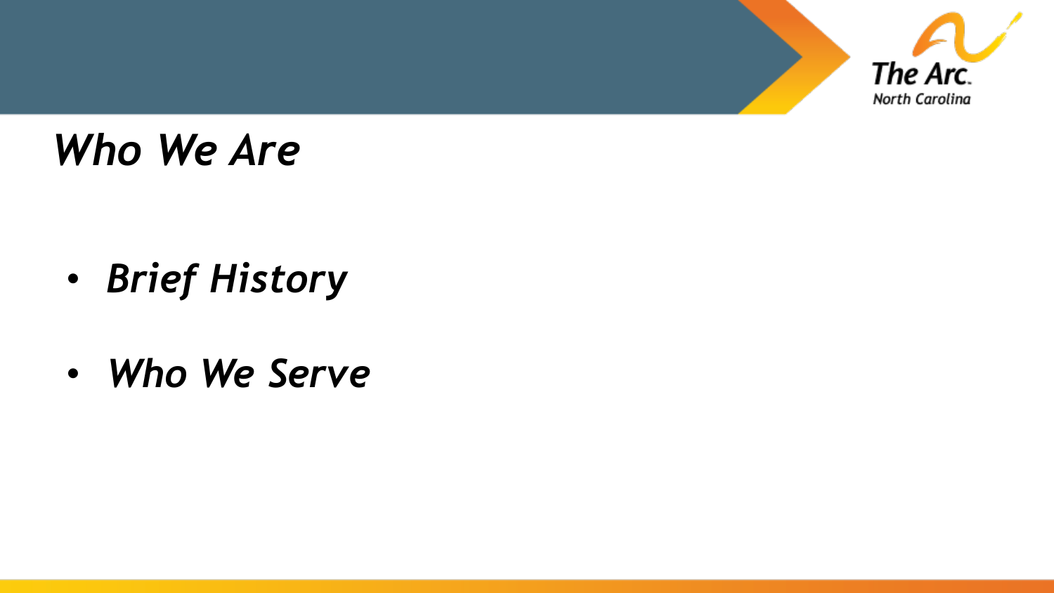# *Who We Are*

- ***Brief History***
- ***Who We Serve***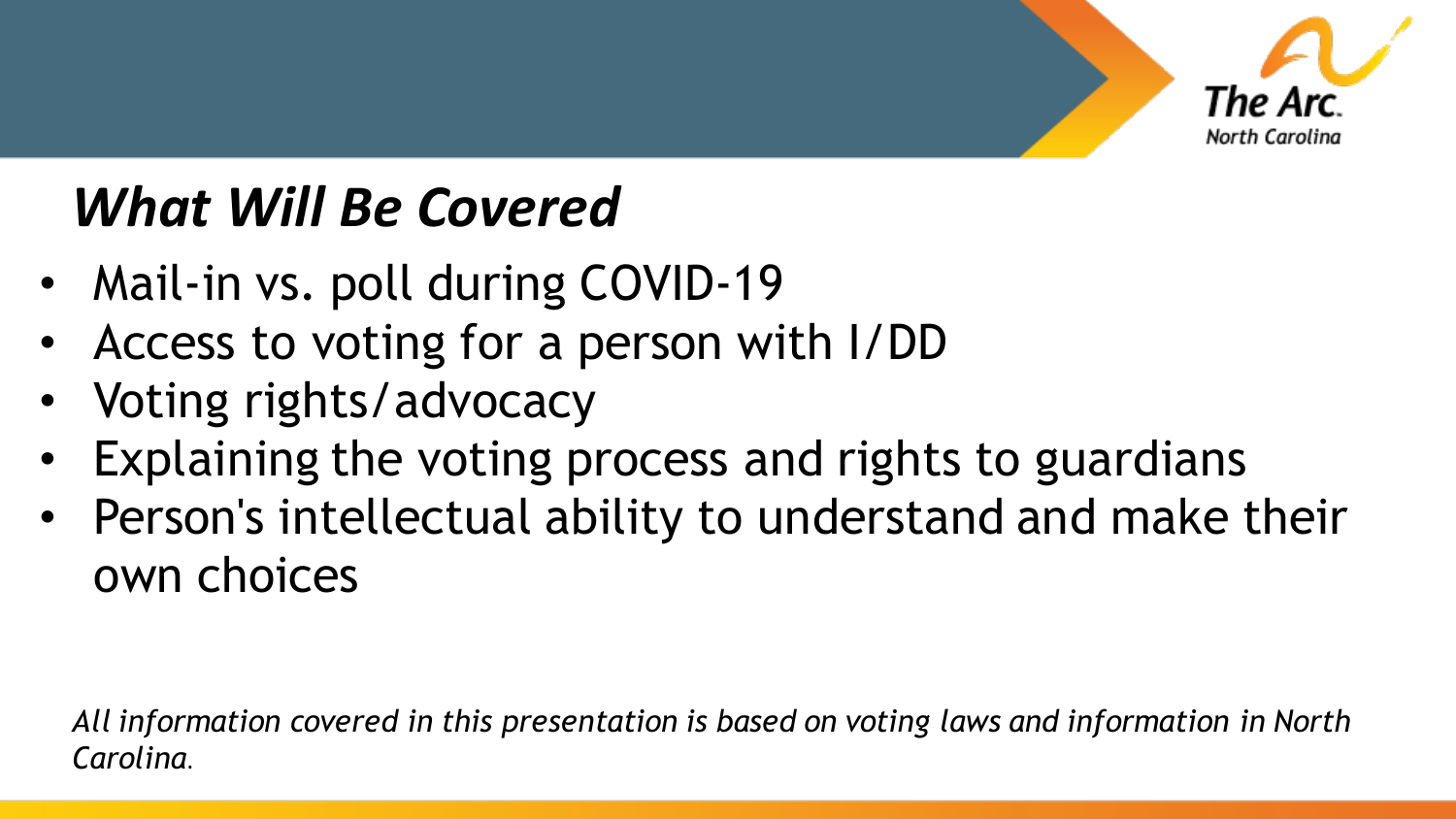## *What Will Be Covered*

- Mail-in vs. poll during COVID-19
- Access to voting for a person with I/DD
- Voting rights/advocacy
- Explaining the voting process and rights to guardians
- Person's intellectual ability to understand and make their own choices

*All information covered in this presentation is based on voting laws and information in North Carolina.*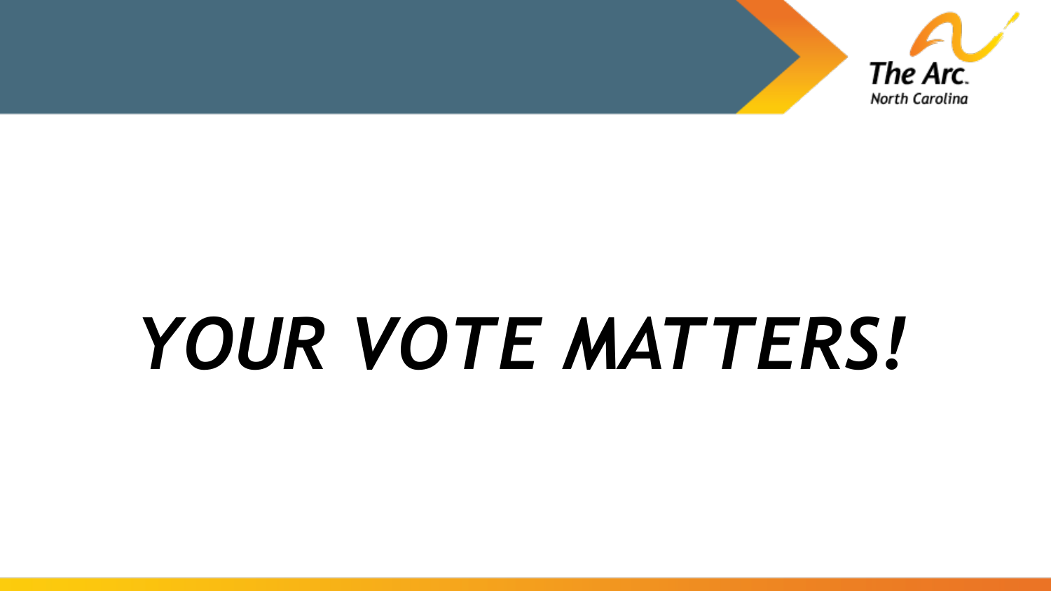# *YOUR VOTE MATTERS!*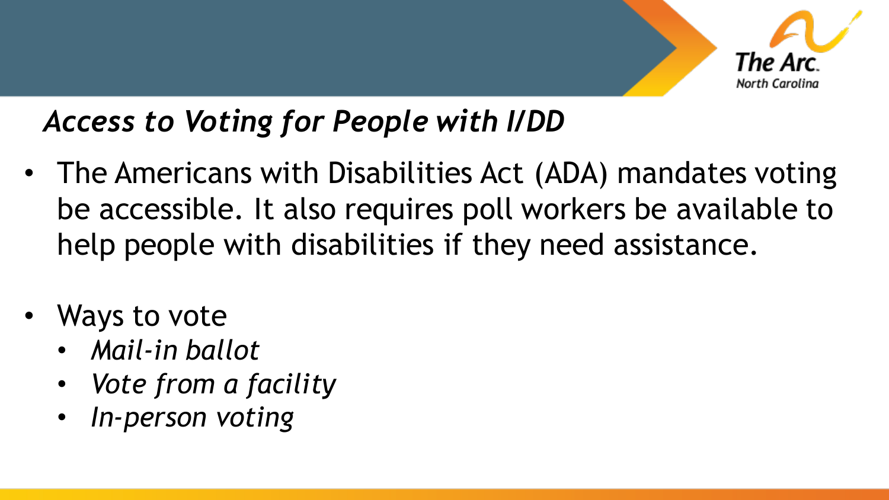## *Access to Voting for People with I/DD*

- The Americans with Disabilities Act (ADA) mandates voting be accessible. It also requires poll workers be available to help people with disabilities if they need assistance.

- Ways to vote
  - *Mail-in ballot*
  - *Vote from a facility*
  - *In-person voting*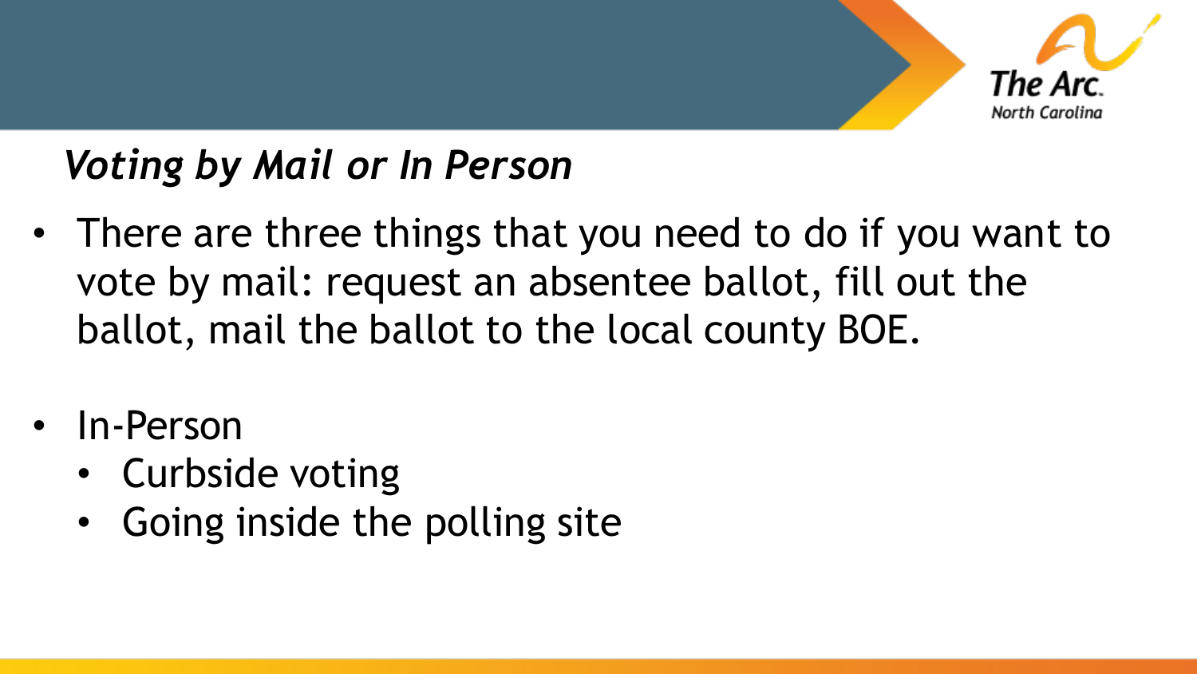## *Voting by Mail or In Person*

- There are three things that you need to do if you want to vote by mail: request an absentee ballot, fill out the ballot, mail the ballot to the local county BOE.
- In-Person
  - Curbside voting
  - Going inside the polling site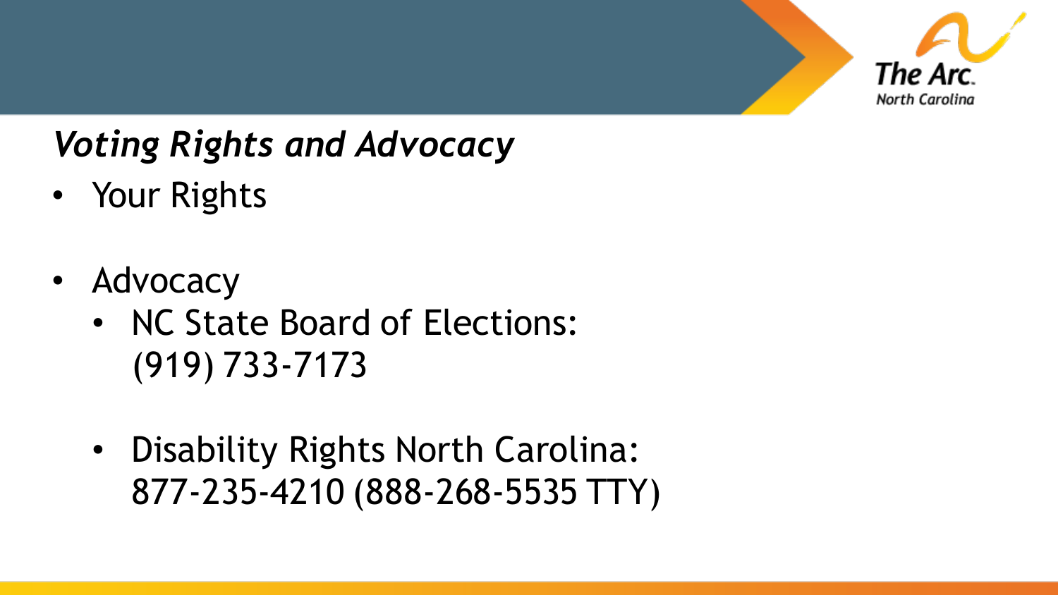## *Voting Rights and Advocacy*

- Your Rights

- Advocacy
  - NC State Board of Elections: (919) 733-7173

  - Disability Rights North Carolina: 877-235-4210 (888-268-5535 TTY)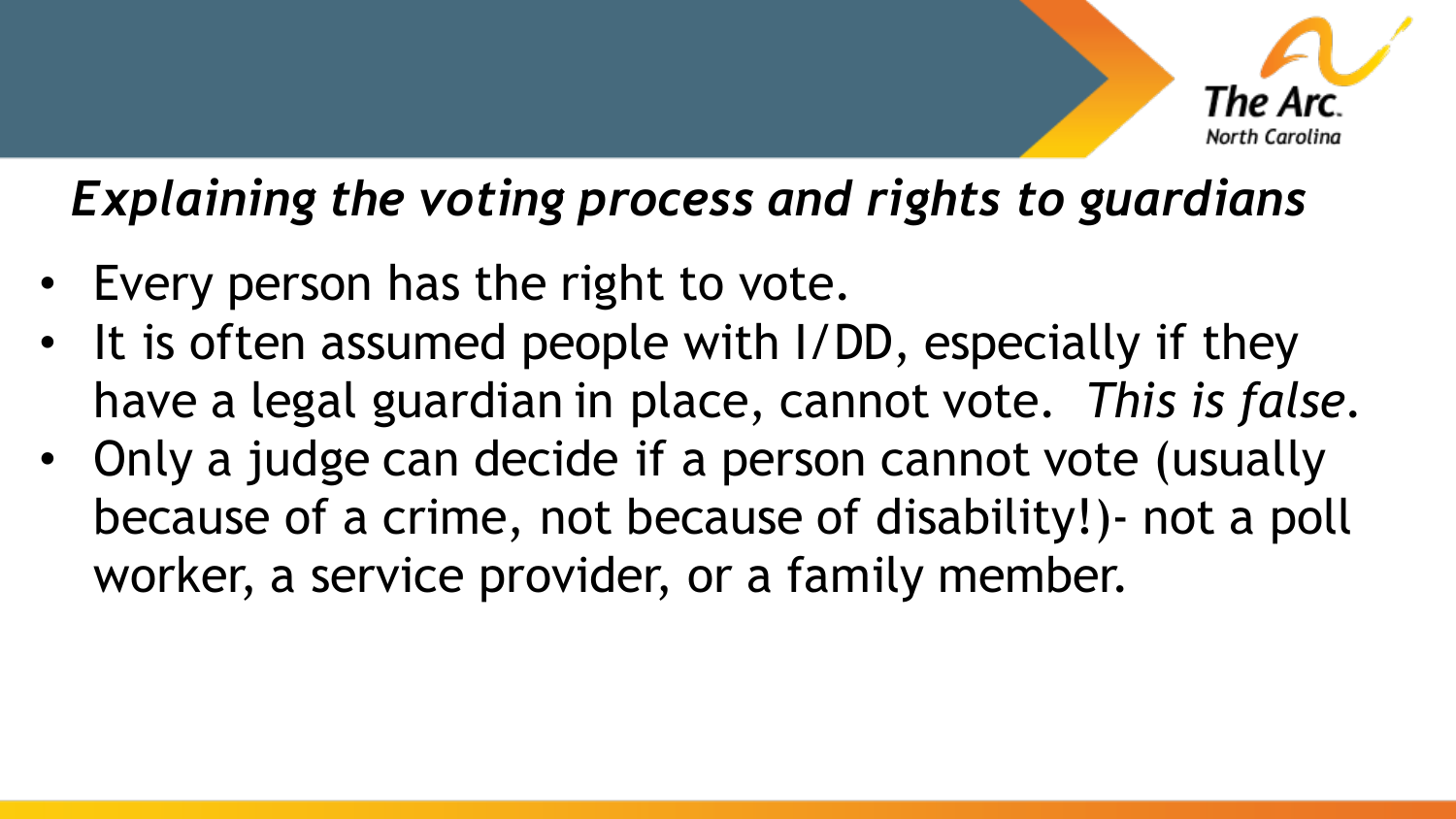## *Explaining the voting process and rights to guardians*

- Every person has the right to vote.
- It is often assumed people with I/DD, especially if they have a legal guardian in place, cannot vote. *This is false.*
- Only a judge can decide if a person cannot vote (usually because of a crime, not because of disability!)- not a poll worker, a service provider, or a family member.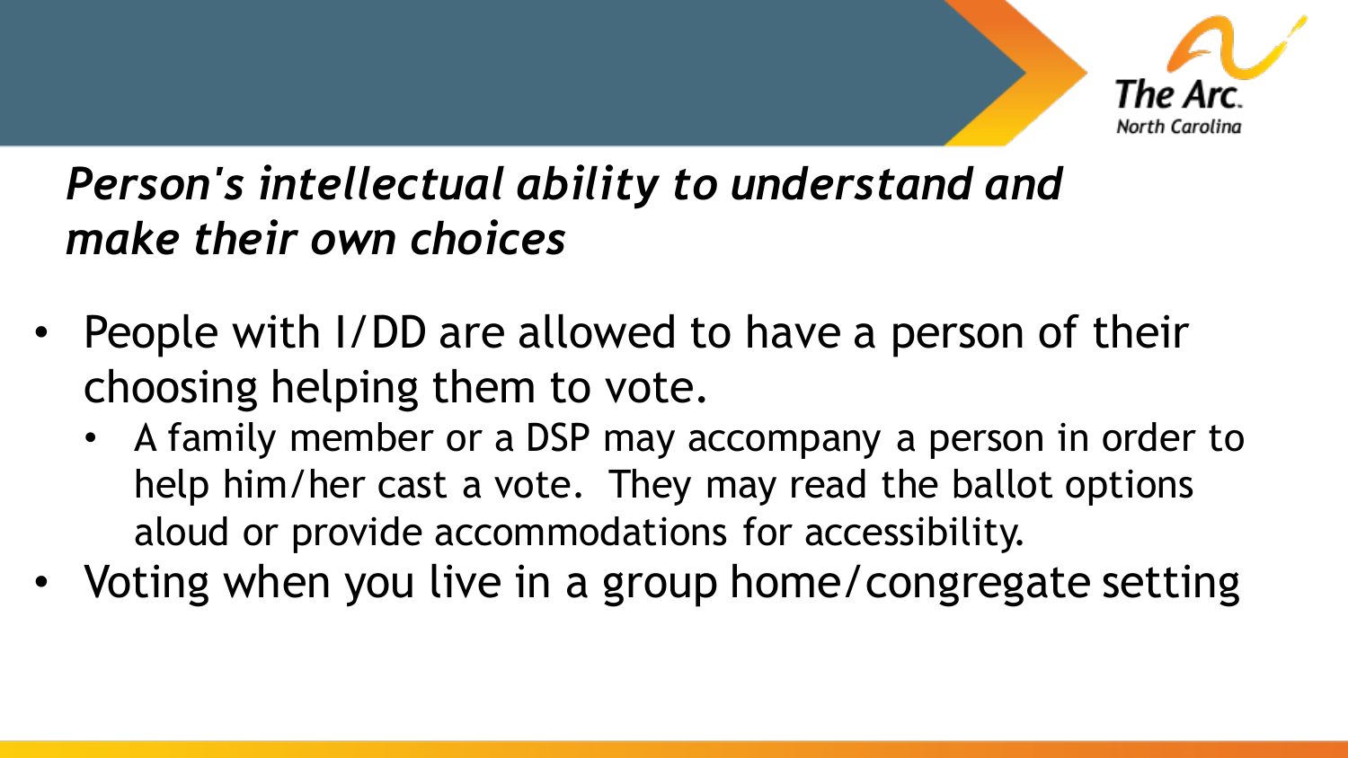## *Person's intellectual ability to understand and make their own choices*

- People with I/DD are allowed to have a person of their choosing helping them to vote.
  - A family member or a DSP may accompany a person in order to help him/her cast a vote. They may read the ballot options aloud or provide accommodations for accessibility.
- Voting when you live in a group home/congregate setting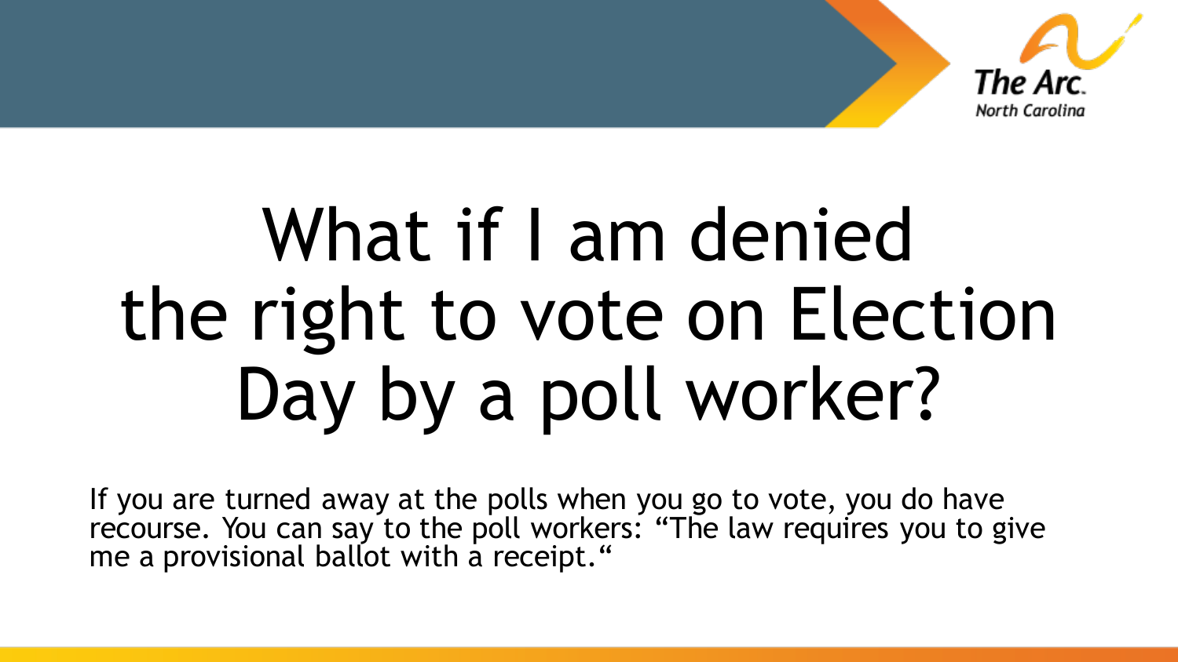# What if I am denied the right to vote on Election Day by a poll worker?

If you are turned away at the polls when you go to vote, you do have recourse. You can say to the poll workers: “The law requires you to give me a provisional ballot with a receipt.“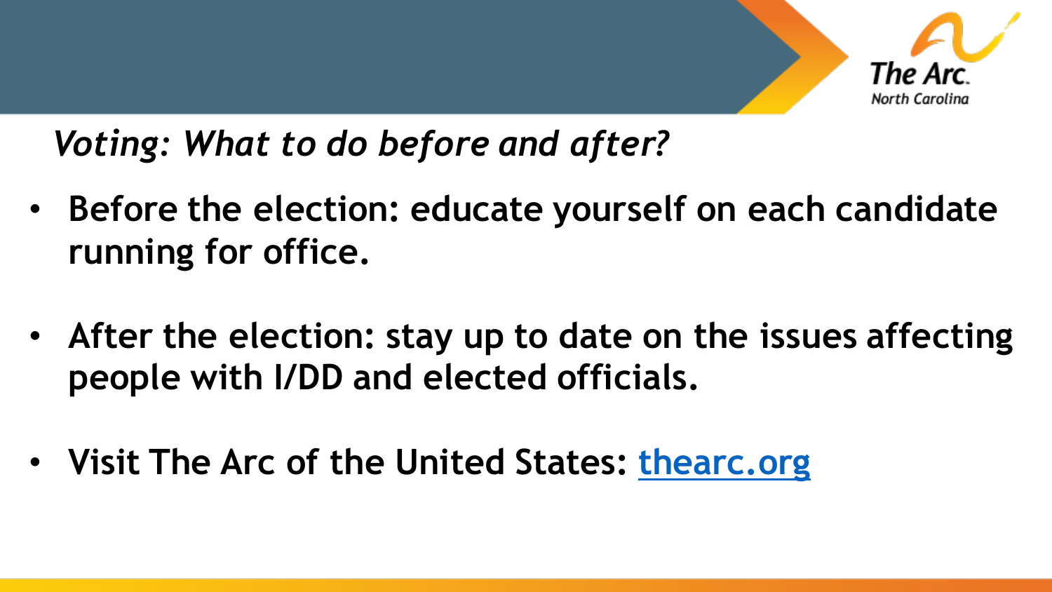*Voting: What to do before and after?*

- **Before the election: educate yourself on each candidate running for office.**
- **After the election: stay up to date on the issues affecting people with I/DD and elected officials.**
- **Visit The Arc of the United States: [thearc.org](thearc.org)**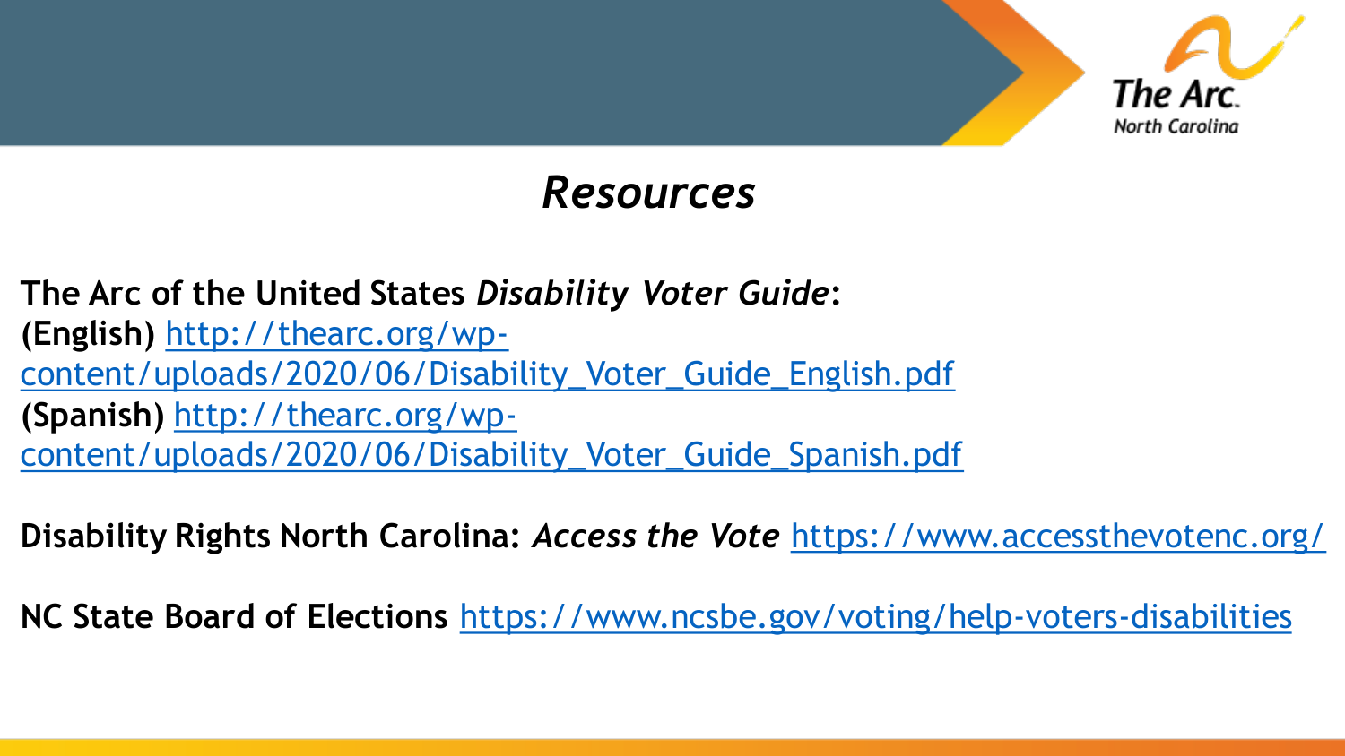# *Resources*

**The Arc of the United States** ***Disability Voter Guide*****:**
**(English)** http://thearc.org/wp-content/uploads/2020/06/Disability_Voter_Guide_English.pdf
**(Spanish)** http://thearc.org/wp-content/uploads/2020/06/Disability_Voter_Guide_Spanish.pdf

**Disability Rights North Carolina:** ***Access the Vote*** https://www.accessthevotenc.org/

**NC State Board of Elections** https://www.ncsbe.gov/voting/help-voters-disabilities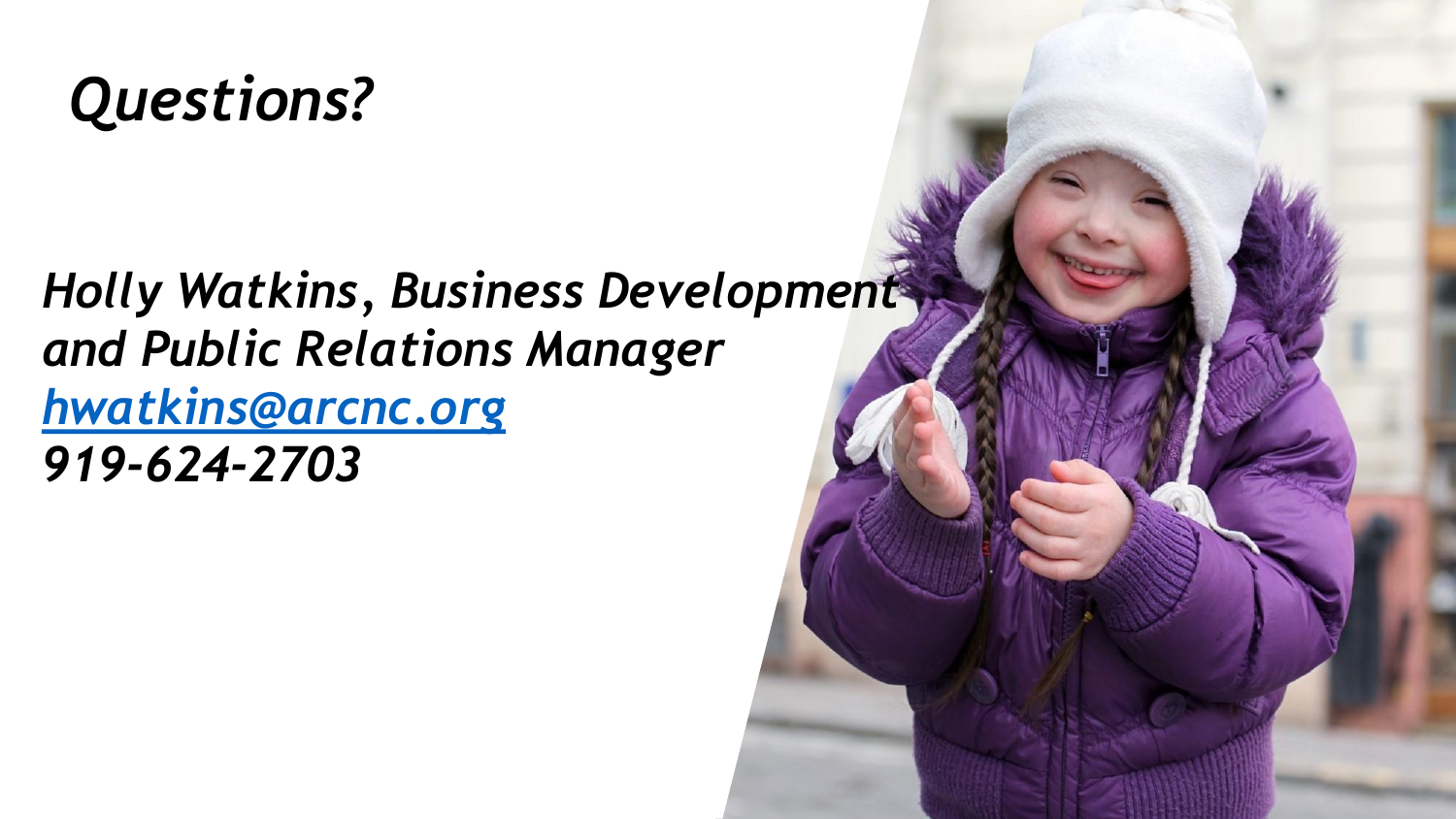# *Questions?*

***Holly Watkins, Business Development and Public Relations Manager***
***[hwatkins@arcnc.org](mailto:hwatkins@arcnc.org)***
***919-624-2703***